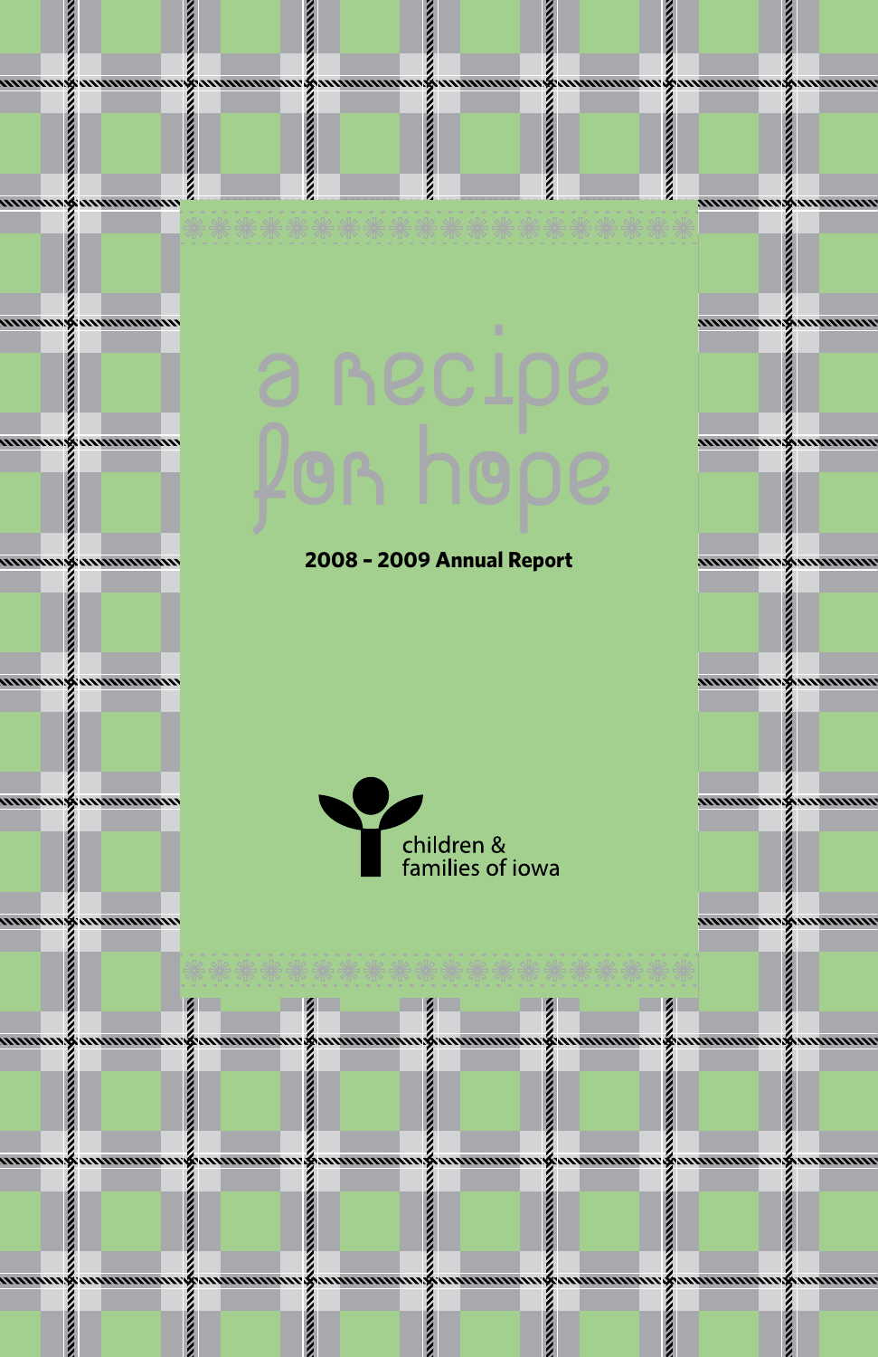# a recipe for hope

**2008 – 2009 Annual Report**

children & families of iowa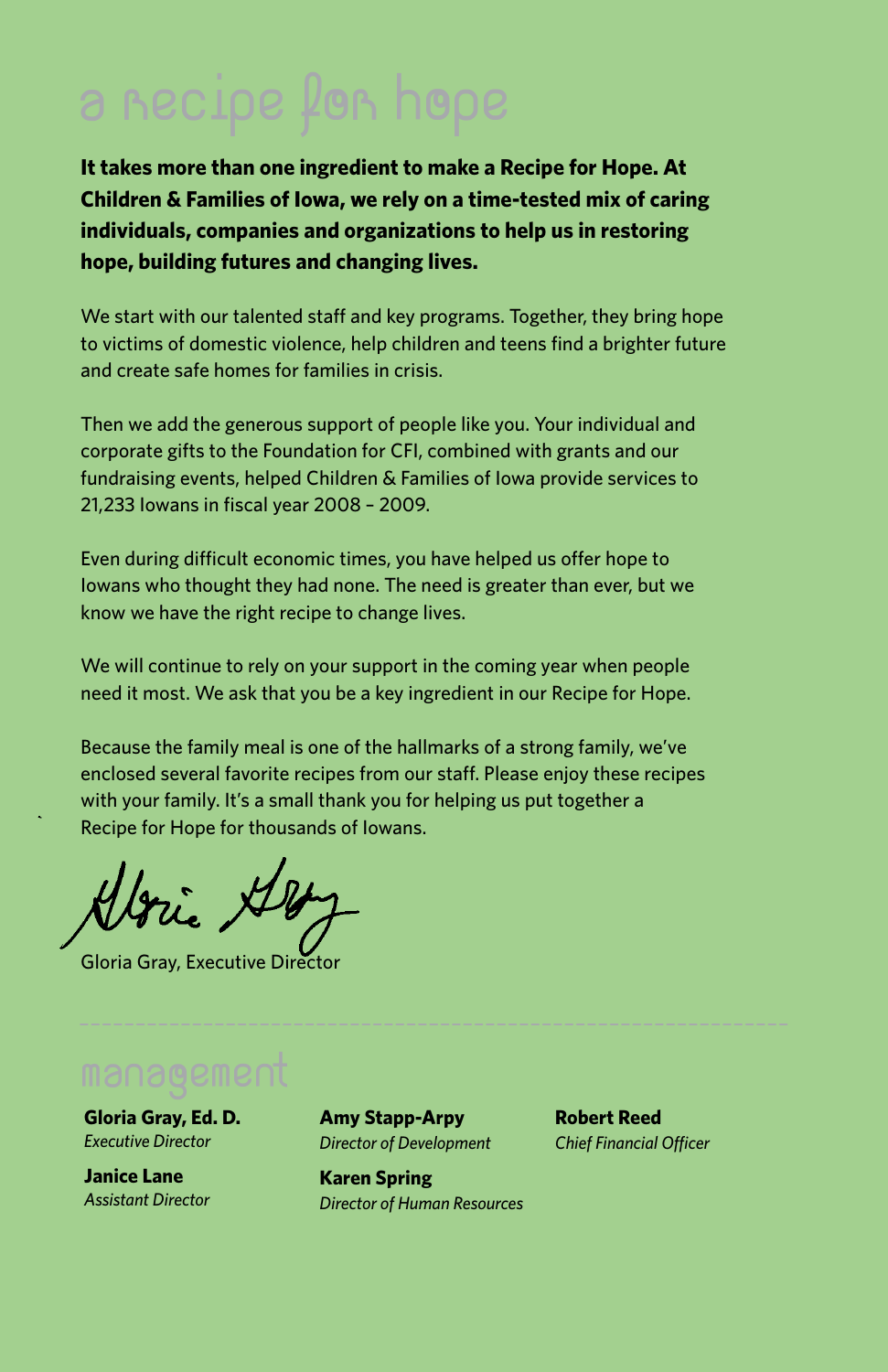# a recipe for hope

**It takes more than one ingredient to make a Recipe for Hope. At Children & Families of Iowa, we rely on a time-tested mix of caring individuals, companies and organizations to help us in restoring hope, building futures and changing lives.**

We start with our talented staff and key programs. Together, they bring hope to victims of domestic violence, help children and teens find a brighter future and create safe homes for families in crisis.

Then we add the generous support of people like you. Your individual and corporate gifts to the Foundation for CFI, combined with grants and our fundraising events, helped Children & Families of Iowa provide services to 21,233 Iowans in fiscal year 2008 – 2009.

Even during difficult economic times, you have helped us offer hope to Iowans who thought they had none. The need is greater than ever, but we know we have the right recipe to change lives.

We will continue to rely on your support in the coming year when people need it most. We ask that you be a key ingredient in our Recipe for Hope.

Because the family meal is one of the hallmarks of a strong family, we've enclosed several favorite recipes from our staff. Please enjoy these recipes with your family. It's a small thank you for helping us put together a Recipe for Hope for thousands of Iowans.

Gloria Gray, Executive Director

## management

**Gloria Gray, Ed. D.**
*Executive Director*

**Janice Lane**
*Assistant Director*

**Amy Stapp-Arpy**
*Director of Development*

**Karen Spring**
*Director of Human Resources*

**Robert Reed**
*Chief Financial Officer*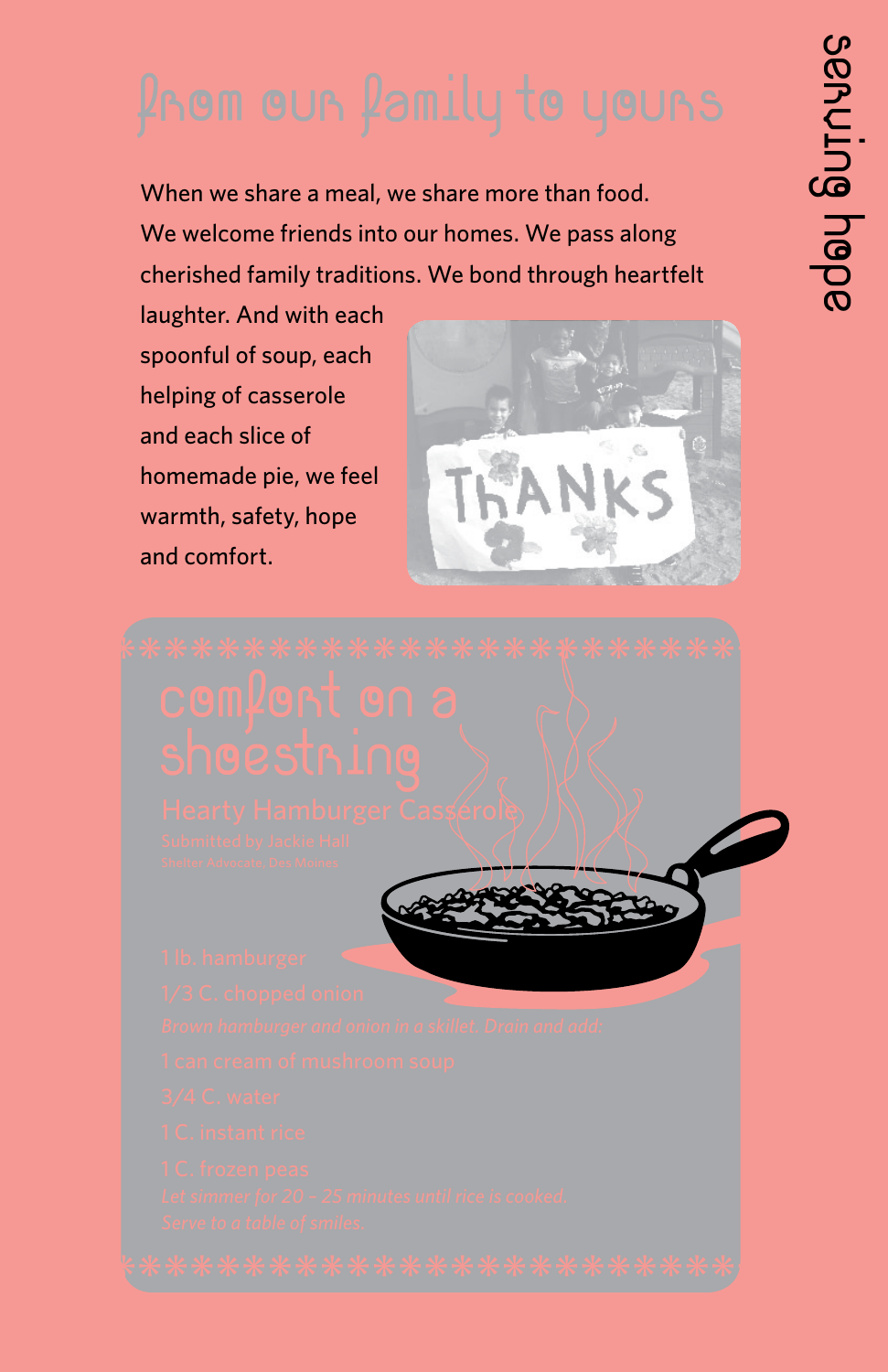# From our family to yours

When we share a meal, we share more than food. We welcome friends into our homes. We pass along cherished family traditions. We bond through heartfelt laughter. And with each spoonful of soup, each helping of casserole and each slice of homemade pie, we feel warmth, safety, hope and comfort.

serving hope

## comfort on a shoestring

### Hearty Hamburger Casserole

Submitted by Jackie Hall
Shelter Advocate, Des Moines

1 lb. hamburger
1/3 C. chopped onion

*Brown hamburger and onion in a skillet. Drain and add:*

1 can cream of mushroom soup
3/4 C. water
1 C. instant rice
1 C. frozen peas

*Let simmer for 20 – 25 minutes until rice is cooked. Serve to a table of smiles.*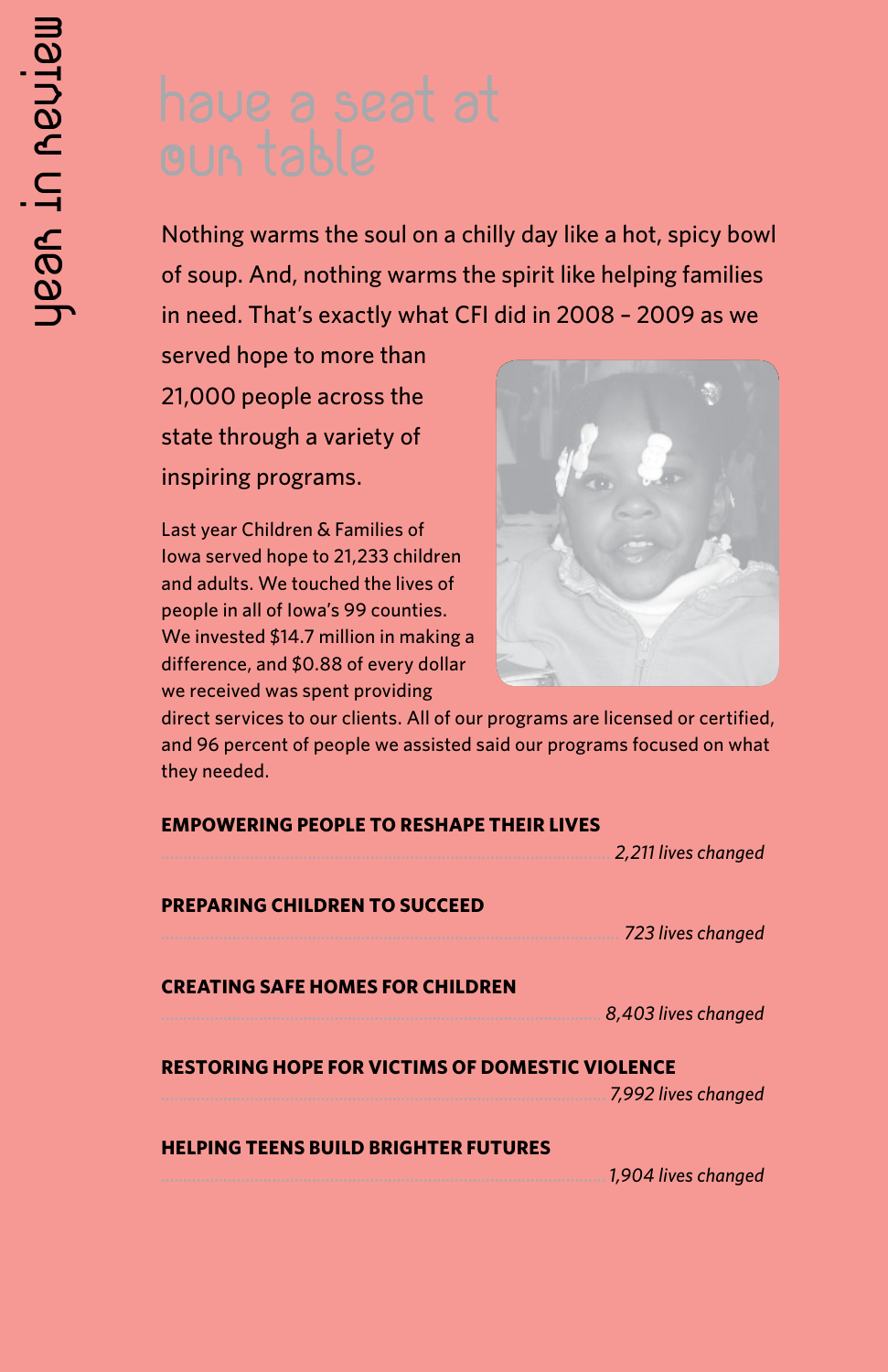# have a seat at our table

Nothing warms the soul on a chilly day like a hot, spicy bowl of soup. And, nothing warms the spirit like helping families in need. That's exactly what CFI did in 2008 – 2009 as we served hope to more than 21,000 people across the state through a variety of inspiring programs.

Last year Children & Families of Iowa served hope to 21,233 children and adults. We touched the lives of people in all of Iowa's 99 counties. We invested $14.7 million in making a difference, and $0.88 of every dollar we received was spent providing direct services to our clients. All of our programs are licensed or certified, and 96 percent of people we assisted said our programs focused on what they needed.

**EMPOWERING PEOPLE TO RESHAPE THEIR LIVES**
*2,211 lives changed*

**PREPARING CHILDREN TO SUCCEED**
*723 lives changed*

**CREATING SAFE HOMES FOR CHILDREN**
*8,403 lives changed*

**RESTORING HOPE FOR VICTIMS OF DOMESTIC VIOLENCE**
*7,992 lives changed*

**HELPING TEENS BUILD BRIGHTER FUTURES**
*1,904 lives changed*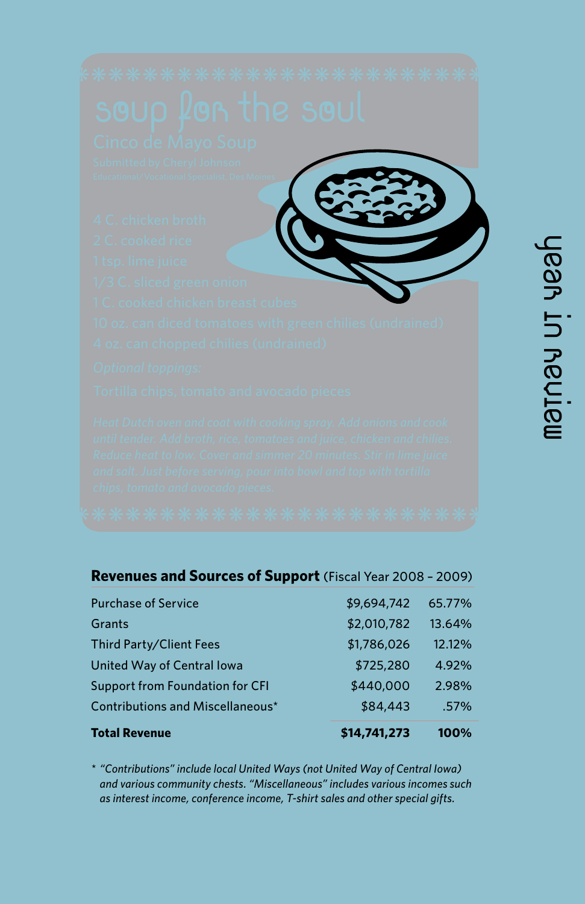## soup for the soul

### Cinco de Mayo Soup

Submitted by Cheryl Johnson
Educational/Vocational Specialist, Des Moines

4 C. chicken broth
2 C. cooked rice
1 tsp. lime juice
1/3 C. sliced green onion
1 C. cooked chicken breast cubes
10 oz. can diced tomatoes with green chilies (undrained)
4 oz. can chopped chilies (undrained)

*Optional toppings:*

Tortilla chips, tomato and avocado pieces

*Heat Dutch oven and coat with cooking spray. Add onions and cook until tender. Add broth, rice, tomatoes and juice, chicken and chilies. Reduce heat to low. Cover and simmer 20 minutes. Stir in lime juice and salt. Just before serving, pour into bowl and top with tortilla chips, tomato and avocado pieces.*

year in review

**Revenues and Sources of Support** (Fiscal Year 2008 – 2009)

| Source | Amount | Percent |
|---|---|---|
| Purchase of Service | $9,694,742 | 65.77% |
| Grants | $2,010,782 | 13.64% |
| Third Party/Client Fees | $1,786,026 | 12.12% |
| United Way of Central Iowa | $725,280 | 4.92% |
| Support from Foundation for CFI | $440,000 | 2.98% |
| Contributions and Miscellaneous* | $84,443 | .57% |
| **Total Revenue** | **$14,741,273** | **100%** |

* *"Contributions" include local United Ways (not United Way of Central Iowa) and various community chests. "Miscellaneous" includes various incomes such as interest income, conference income, T-shirt sales and other special gifts.*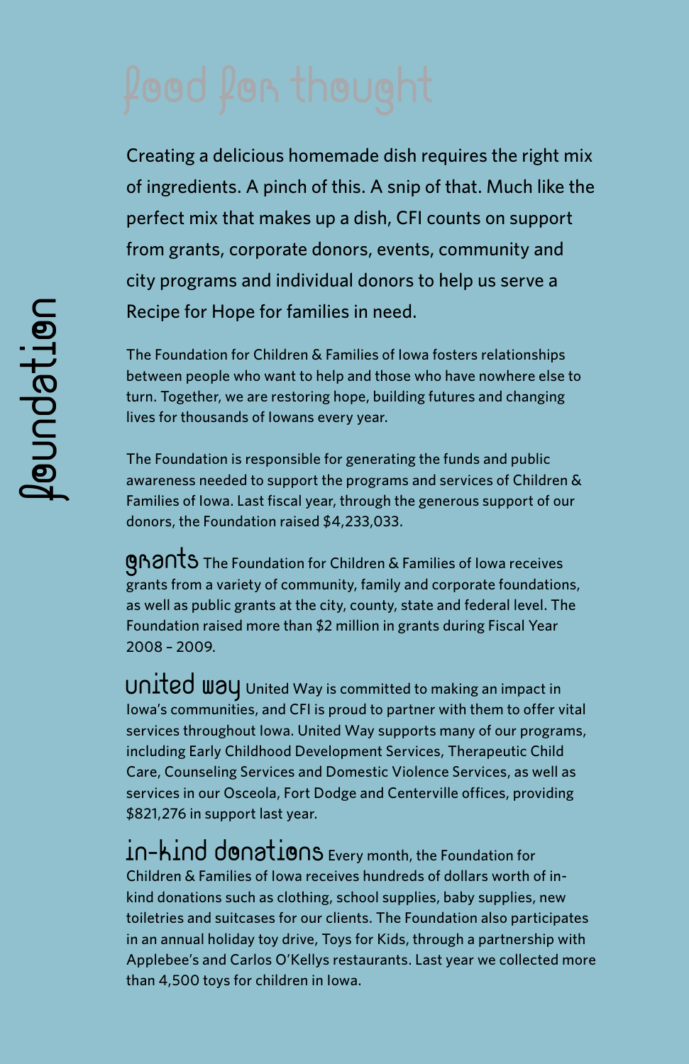# food for thought

Creating a delicious homemade dish requires the right mix of ingredients. A pinch of this. A snip of that. Much like the perfect mix that makes up a dish, CFI counts on support from grants, corporate donors, events, community and city programs and individual donors to help us serve a Recipe for Hope for families in need.

## foundation

The Foundation for Children & Families of Iowa fosters relationships between people who want to help and those who have nowhere else to turn. Together, we are restoring hope, building futures and changing lives for thousands of Iowans every year.

The Foundation is responsible for generating the funds and public awareness needed to support the programs and services of Children & Families of Iowa. Last fiscal year, through the generous support of our donors, the Foundation raised $4,233,033.

**grants** The Foundation for Children & Families of Iowa receives grants from a variety of community, family and corporate foundations, as well as public grants at the city, county, state and federal level. The Foundation raised more than $2 million in grants during Fiscal Year 2008 – 2009.

**united way** United Way is committed to making an impact in Iowa's communities, and CFI is proud to partner with them to offer vital services throughout Iowa. United Way supports many of our programs, including Early Childhood Development Services, Therapeutic Child Care, Counseling Services and Domestic Violence Services, as well as services in our Osceola, Fort Dodge and Centerville offices, providing $821,276 in support last year.

**in-kind donations** Every month, the Foundation for Children & Families of Iowa receives hundreds of dollars worth of in-kind donations such as clothing, school supplies, baby supplies, new toiletries and suitcases for our clients. The Foundation also participates in an annual holiday toy drive, Toys for Kids, through a partnership with Applebee's and Carlos O'Kellys restaurants. Last year we collected more than 4,500 toys for children in Iowa.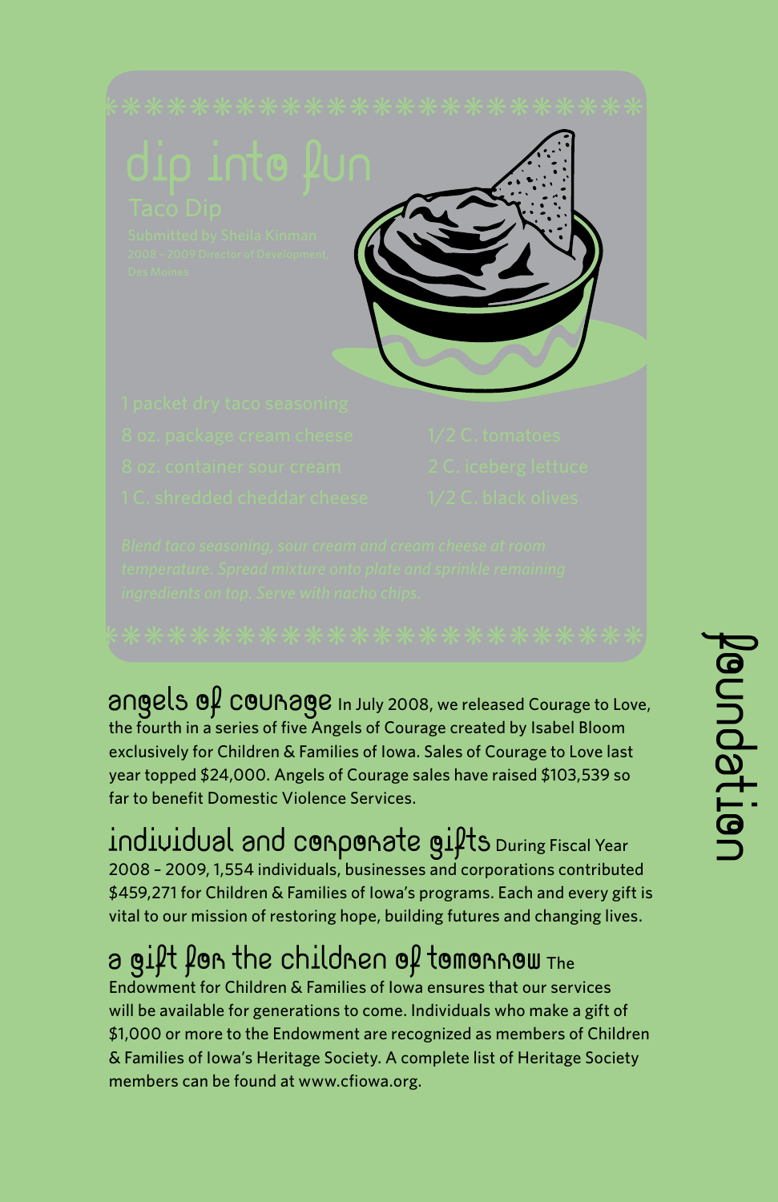## dip into fun

### Taco Dip

Submitted by Sheila Kinman
2008 – 2009 Director of Development, Des Moines

- 1 packet dry taco seasoning
- 8 oz. package cream cheese
- 8 oz. container sour cream
- 1 C. shredded cheddar cheese
- 1/2 C. tomatoes
- 2 C. iceberg lettuce
- 1/2 C. black olives

*Blend taco seasoning, sour cream and cream cheese at room temperature. Spread mixture onto plate and sprinkle remaining ingredients on top. Serve with nacho chips.*

# foundation

**angels of courage** In July 2008, we released Courage to Love, the fourth in a series of five Angels of Courage created by Isabel Bloom exclusively for Children & Families of Iowa. Sales of Courage to Love last year topped $24,000. Angels of Courage sales have raised $103,539 so far to benefit Domestic Violence Services.

**individual and corporate gifts** During Fiscal Year 2008 – 2009, 1,554 individuals, businesses and corporations contributed $459,271 for Children & Families of Iowa's programs. Each and every gift is vital to our mission of restoring hope, building futures and changing lives.

**a gift for the children of tomorrow** The Endowment for Children & Families of Iowa ensures that our services will be available for generations to come. Individuals who make a gift of $1,000 or more to the Endowment are recognized as members of Children & Families of Iowa's Heritage Society. A complete list of Heritage Society members can be found at www.cfiowa.org.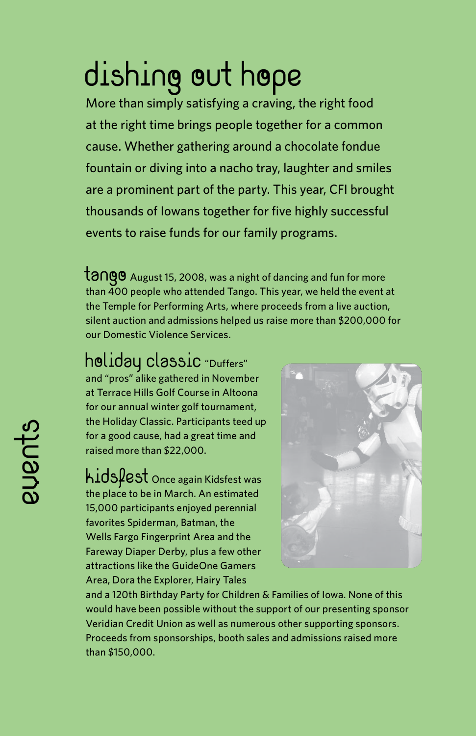# dishing out hope

More than simply satisfying a craving, the right food at the right time brings people together for a common cause. Whether gathering around a chocolate fondue fountain or diving into a nacho tray, laughter and smiles are a prominent part of the party. This year, CFI brought thousands of Iowans together for five highly successful events to raise funds for our family programs.

**tango** August 15, 2008, was a night of dancing and fun for more than 400 people who attended Tango. This year, we held the event at the Temple for Performing Arts, where proceeds from a live auction, silent auction and admissions helped us raise more than $200,000 for our Domestic Violence Services.

**holiday classic** "Duffers" and "pros" alike gathered in November at Terrace Hills Golf Course in Altoona for our annual winter golf tournament, the Holiday Classic. Participants teed up for a good cause, had a great time and raised more than $22,000.

**kidsfest** Once again Kidsfest was the place to be in March. An estimated 15,000 participants enjoyed perennial favorites Spiderman, Batman, the Wells Fargo Fingerprint Area and the Fareway Diaper Derby, plus a few other attractions like the GuideOne Gamers Area, Dora the Explorer, Hairy Tales and a 120th Birthday Party for Children & Families of Iowa. None of this would have been possible without the support of our presenting sponsor Veridian Credit Union as well as numerous other supporting sponsors. Proceeds from sponsorships, booth sales and admissions raised more than $150,000.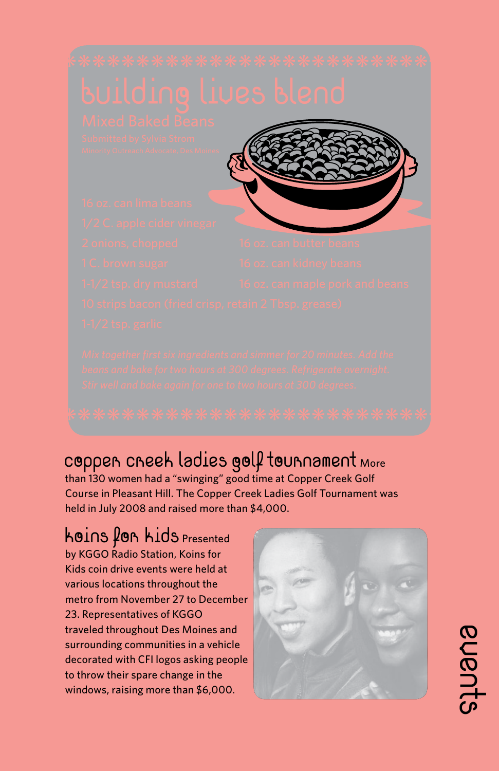# building lives blend

## Mixed Baked Beans

Submitted by Sylvia Strom
Minority Outreach Advocate, Des Moines

- 16 oz. can lima beans
- 1/2 C. apple cider vinegar
- 2 onions, chopped
- 1 C. brown sugar
- 1-1/2 tsp. dry mustard
- 10 strips bacon (fried crisp, retain 2 Tbsp. grease)
- 1-1/2 tsp. garlic
- 16 oz. can butter beans
- 16 oz. can kidney beans
- 16 oz. can maple pork and beans

*Mix together first six ingredients and simmer for 20 minutes. Add the beans and bake for two hours at 300 degrees. Refrigerate overnight. Stir well and bake again for one to two hours at 300 degrees.*

## copper creek ladies golf tournament

More than 130 women had a "swinging" good time at Copper Creek Golf Course in Pleasant Hill. The Copper Creek Ladies Golf Tournament was held in July 2008 and raised more than $4,000.

## koins for kids

Presented by KGGO Radio Station, Koins for Kids coin drive events were held at various locations throughout the metro from November 27 to December 23. Representatives of KGGO traveled throughout Des Moines and surrounding communities in a vehicle decorated with CFI logos asking people to throw their spare change in the windows, raising more than $6,000.

events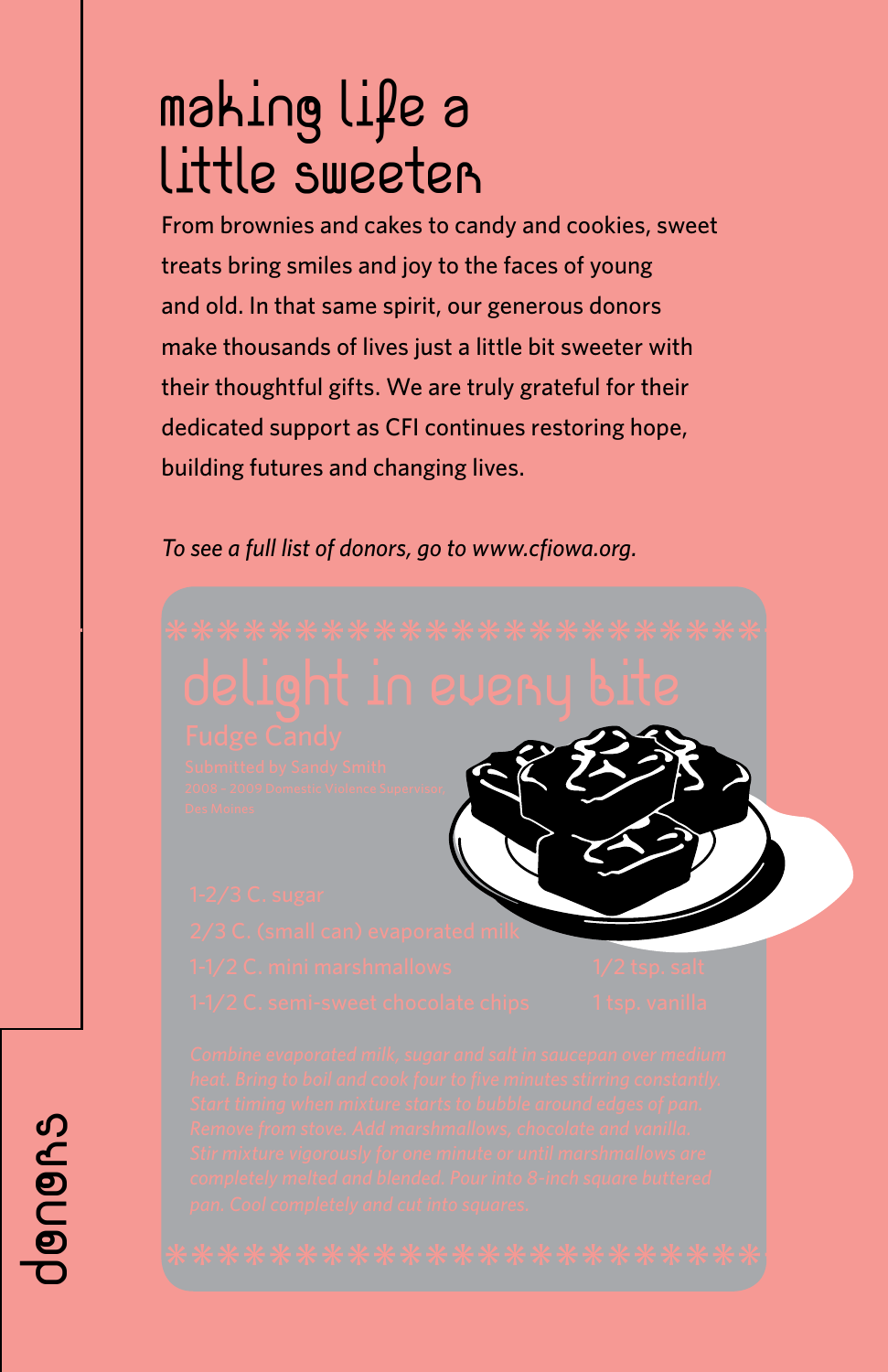# making life a little sweeter

From brownies and cakes to candy and cookies, sweet treats bring smiles and joy to the faces of young and old. In that same spirit, our generous donors make thousands of lives just a little bit sweeter with their thoughtful gifts. We are truly grateful for their dedicated support as CFI continues restoring hope, building futures and changing lives.

*To see a full list of donors, go to www.cfiowa.org.*

## delight in every bite

### Fudge Candy

Submitted by Sandy Smith
2008 – 2009 Domestic Violence Supervisor, Des Moines

- 1-2/3 C. sugar
- 2/3 C. (small can) evaporated milk
- 1-1/2 C. mini marshmallows
- 1-1/2 C. semi-sweet chocolate chips
- 1/2 tsp. salt
- 1 tsp. vanilla

*Combine evaporated milk, sugar and salt in saucepan over medium heat. Bring to boil and cook four to five minutes stirring constantly. Start timing when mixture starts to bubble around edges of pan. Remove from stove. Add marshmallows, chocolate and vanilla. Stir mixture vigorously for one minute or until marshmallows are completely melted and blended. Pour into 8-inch square buttered pan. Cool completely and cut into squares.*

donors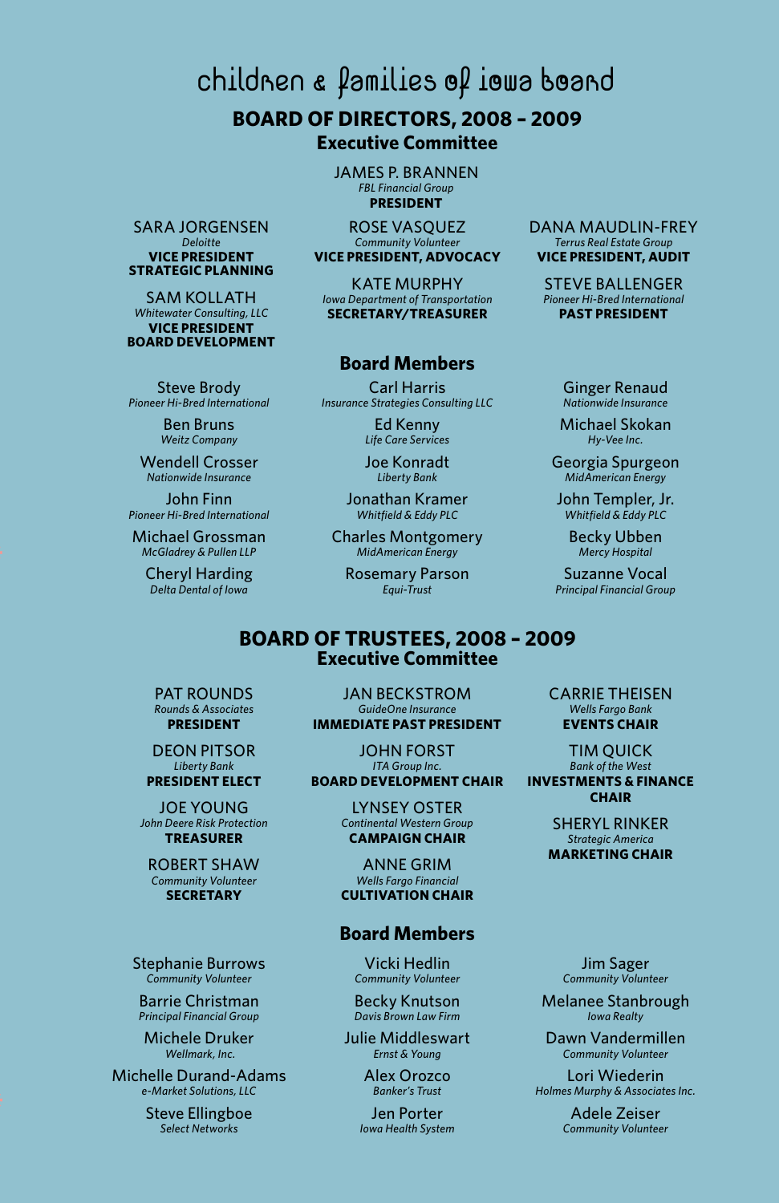# children & families of iowa board

## BOARD OF DIRECTORS, 2008 – 2009

### Executive Committee

JAMES P. BRANNEN
*FBL Financial Group*
**PRESIDENT**

SARA JORGENSEN
*Deloitte*
**VICE PRESIDENT STRATEGIC PLANNING**

ROSE VASQUEZ
*Community Volunteer*
**VICE PRESIDENT, ADVOCACY**

DANA MAUDLIN-FREY
*Terrus Real Estate Group*
**VICE PRESIDENT, AUDIT**

SAM KOLLATH
*Whitewater Consulting, LLC*
**VICE PRESIDENT BOARD DEVELOPMENT**

KATE MURPHY
*Iowa Department of Transportation*
**SECRETARY/TREASURER**

STEVE BALLENGER
*Pioneer Hi-Bred International*
**PAST PRESIDENT**

### Board Members

Steve Brody
*Pioneer Hi-Bred International*

Ben Bruns
*Weitz Company*

Wendell Crosser
*Nationwide Insurance*

John Finn
*Pioneer Hi-Bred International*

Michael Grossman
*McGladrey & Pullen LLP*

Cheryl Harding
*Delta Dental of Iowa*

Carl Harris
*Insurance Strategies Consulting LLC*

Ed Kenny
*Life Care Services*

Joe Konradt
*Liberty Bank*

Jonathan Kramer
*Whitfield & Eddy PLC*

Charles Montgomery
*MidAmerican Energy*

Rosemary Parson
*Equi-Trust*

Ginger Renaud
*Nationwide Insurance*

Michael Skokan
*Hy-Vee Inc.*

Georgia Spurgeon
*MidAmerican Energy*

John Templer, Jr.
*Whitfield & Eddy PLC*

Becky Ubben
*Mercy Hospital*

Suzanne Vocal
*Principal Financial Group*

## BOARD OF TRUSTEES, 2008 – 2009

### Executive Committee

PAT ROUNDS
*Rounds & Associates*
**PRESIDENT**

DEON PITSOR
*Liberty Bank*
**PRESIDENT ELECT**

JOE YOUNG
*John Deere Risk Protection*
**TREASURER**

ROBERT SHAW
*Community Volunteer*
**SECRETARY**

JAN BECKSTROM
*GuideOne Insurance*
**IMMEDIATE PAST PRESIDENT**

JOHN FORST
*ITA Group Inc.*
**BOARD DEVELOPMENT CHAIR**

LYNSEY OSTER
*Continental Western Group*
**CAMPAIGN CHAIR**

ANNE GRIM
*Wells Fargo Financial*
**CULTIVATION CHAIR**

CARRIE THEISEN
*Wells Fargo Bank*
**EVENTS CHAIR**

TIM QUICK
*Bank of the West*
**INVESTMENTS & FINANCE CHAIR**

SHERYL RINKER
*Strategic America*
**MARKETING CHAIR**

### Board Members

Stephanie Burrows
*Community Volunteer*

Barrie Christman
*Principal Financial Group*

Michele Druker
*Wellmark, Inc.*

Michelle Durand-Adams
*e-Market Solutions, LLC*

Steve Ellingboe
*Select Networks*

Vicki Hedlin
*Community Volunteer*

Becky Knutson
*Davis Brown Law Firm*

Julie Middleswart
*Ernst & Young*

Alex Orozco
*Banker's Trust*

Jen Porter
*Iowa Health System*

Jim Sager
*Community Volunteer*

Melanee Stanbrough
*Iowa Realty*

Dawn Vandermillen
*Community Volunteer*

Lori Wiederin
*Holmes Murphy & Associates Inc.*

Adele Zeiser
*Community Volunteer*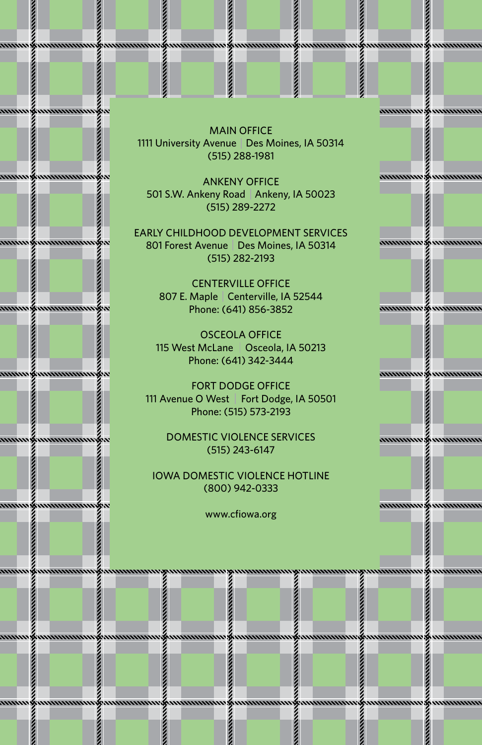MAIN OFFICE
1111 University Avenue | Des Moines, IA 50314
(515) 288-1981

ANKENY OFFICE
501 S.W. Ankeny Road | Ankeny, IA 50023
(515) 289-2272

EARLY CHILDHOOD DEVELOPMENT SERVICES
801 Forest Avenue | Des Moines, IA 50314
(515) 282-2193

CENTERVILLE OFFICE
807 E. Maple | Centerville, IA 52544
Phone: (641) 856-3852

OSCEOLA OFFICE
115 West McLane | Osceola, IA 50213
Phone: (641) 342-3444

FORT DODGE OFFICE
111 Avenue O West | Fort Dodge, IA 50501
Phone: (515) 573-2193

DOMESTIC VIOLENCE SERVICES
(515) 243-6147

IOWA DOMESTIC VIOLENCE HOTLINE
(800) 942-0333

www.cfiowa.org